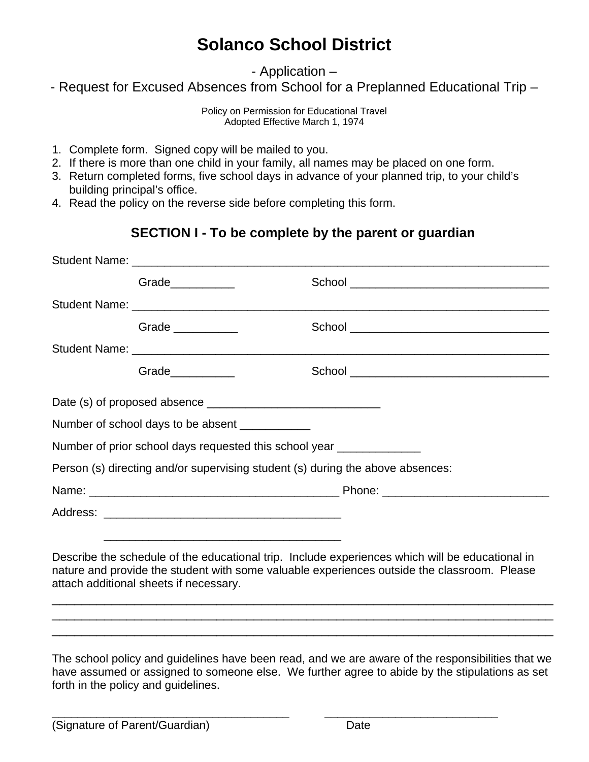# Solanco School District

- Application –
- Request for Excused Absences from School for a Preplanned Educational Trip –

Policy on Permission for Educational Travel
Adopted Effective March 1, 1974

1. Complete form. Signed copy will be mailed to you.
2. If there is more than one child in your family, all names may be placed on one form.
3. Return completed forms, five school days in advance of your planned trip, to your child's building principal's office.
4. Read the policy on the reverse side before completing this form.

## SECTION I - To be complete by the parent or guardian

Student Name: ____________________________________________________________________

Grade__________ School _______________________________

Student Name: ____________________________________________________________________

Grade __________ School _______________________________

Student Name: ____________________________________________________________________

Grade__________ School _______________________________

Date (s) of proposed absence ___________________________

Number of school days to be absent ___________

Number of prior school days requested this school year _____________

Person (s) directing and/or supervising student (s) during the above absences:

Name: _______________________________________ Phone: __________________________

Address: _____________________________________

_____________________________________

Describe the schedule of the educational trip. Include experiences which will be educational in nature and provide the student with some valuable experiences outside the classroom. Please attach additional sheets if necessary.

______________________________________________________________________________

______________________________________________________________________________

______________________________________________________________________________

The school policy and guidelines have been read, and we are aware of the responsibilities that we have assumed or assigned to someone else. We further agree to abide by the stipulations as set forth in the policy and guidelines.

_____________________________________ ____________________________

(Signature of Parent/Guardian) Date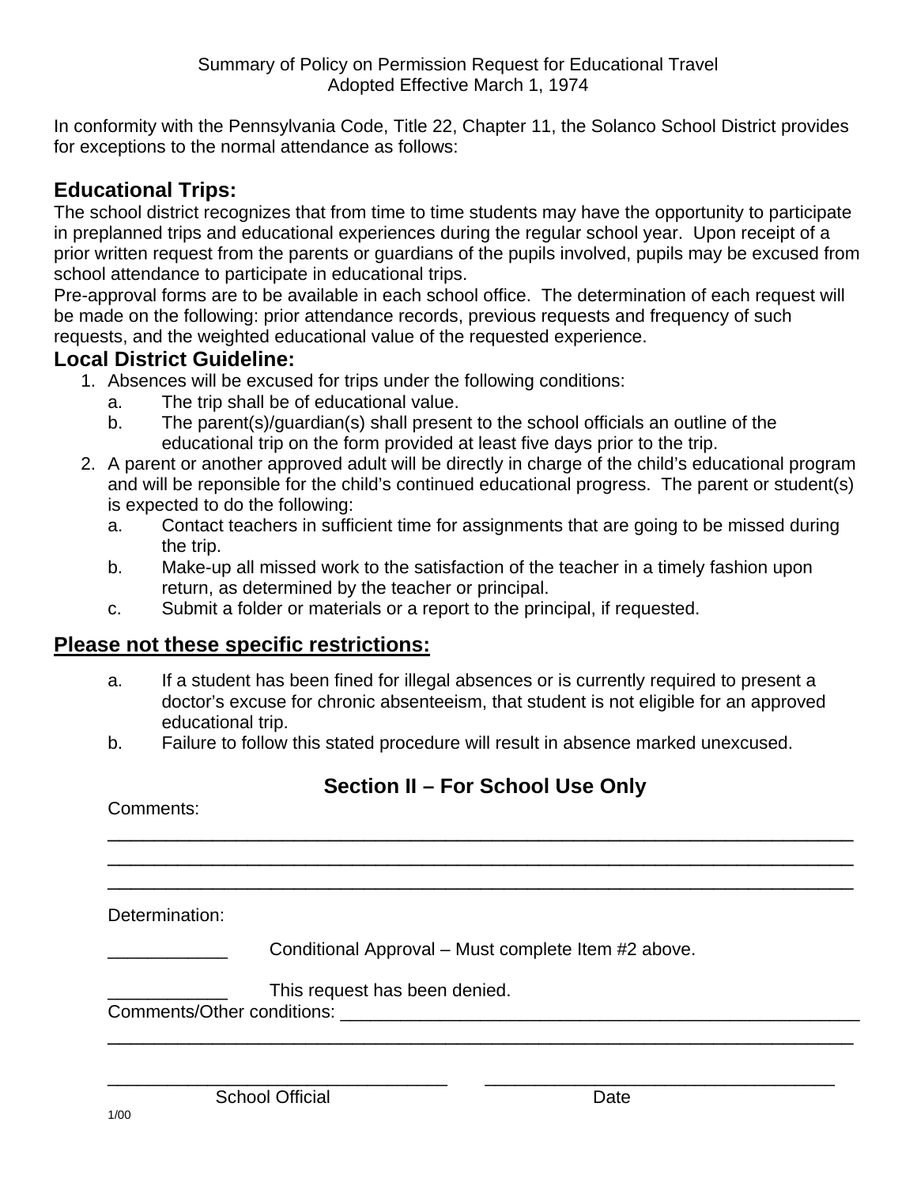Summary of Policy on Permission Request for Educational Travel
Adopted Effective March 1, 1974

In conformity with the Pennsylvania Code, Title 22, Chapter 11, the Solanco School District provides for exceptions to the normal attendance as follows:

## Educational Trips:

The school district recognizes that from time to time students may have the opportunity to participate in preplanned trips and educational experiences during the regular school year. Upon receipt of a prior written request from the parents or guardians of the pupils involved, pupils may be excused from school attendance to participate in educational trips.

Pre-approval forms are to be available in each school office. The determination of each request will be made on the following: prior attendance records, previous requests and frequency of such requests, and the weighted educational value of the requested experience.

## Local District Guideline:

1. Absences will be excused for trips under the following conditions:
   a. The trip shall be of educational value.
   b. The parent(s)/guardian(s) shall present to the school officials an outline of the educational trip on the form provided at least five days prior to the trip.
2. A parent or another approved adult will be directly in charge of the child's educational program and will be reponsible for the child's continued educational progress. The parent or student(s) is expected to do the following:
   a. Contact teachers in sufficient time for assignments that are going to be missed during the trip.
   b. Make-up all missed work to the satisfaction of the teacher in a timely fashion upon return, as determined by the teacher or principal.
   c. Submit a folder or materials or a report to the principal, if requested.

## Please not these specific restrictions:

a. If a student has been fined for illegal absences or is currently required to present a doctor's excuse for chronic absenteeism, that student is not eligible for an approved educational trip.
b. Failure to follow this stated procedure will result in absence marked unexcused.

### Section II – For School Use Only

Comments:
______________________________________________________________________________
______________________________________________________________________________
______________________________________________________________________________

Determination:

____________ Conditional Approval – Must complete Item #2 above.

____________ This request has been denied.

Comments/Other conditions: ____________________________________________________
______________________________________________________________________________

__________________________________ __________________________________
School Official Date

1/00